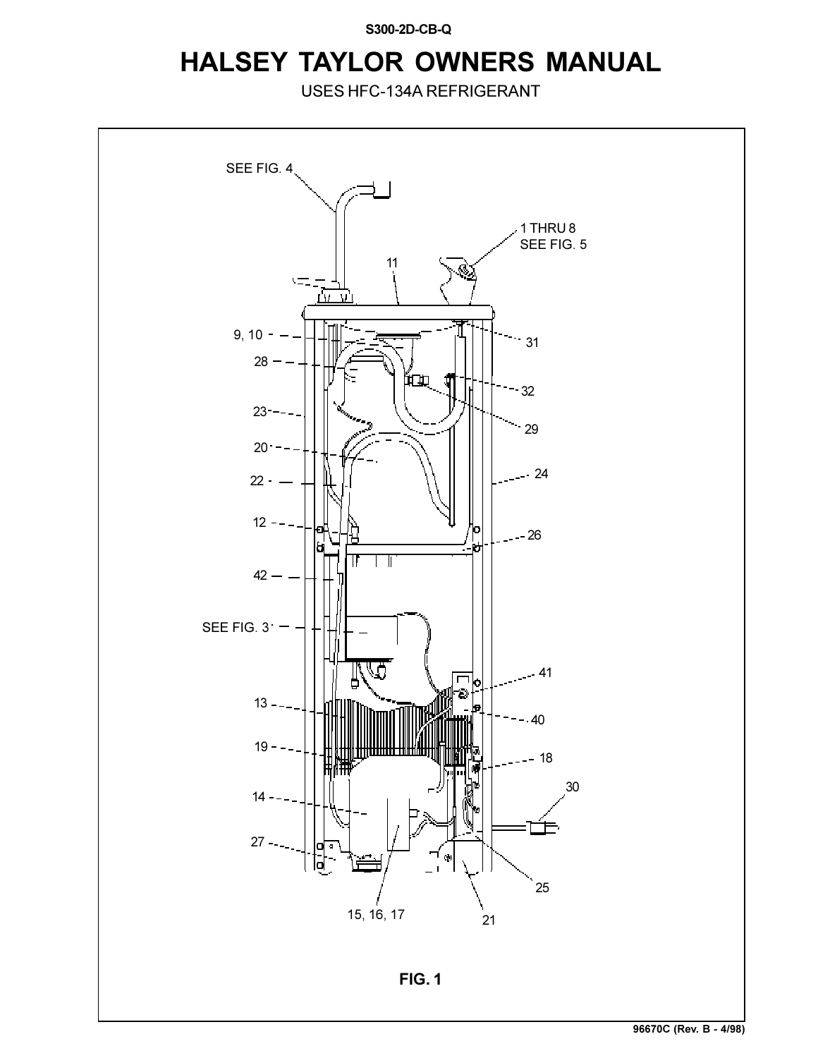S300-2D-CB-Q

# HALSEY TAYLOR OWNERS MANUAL

USES HFC-134A REFRIGERANT

FIG. 1

96670C (Rev. B - 4/98)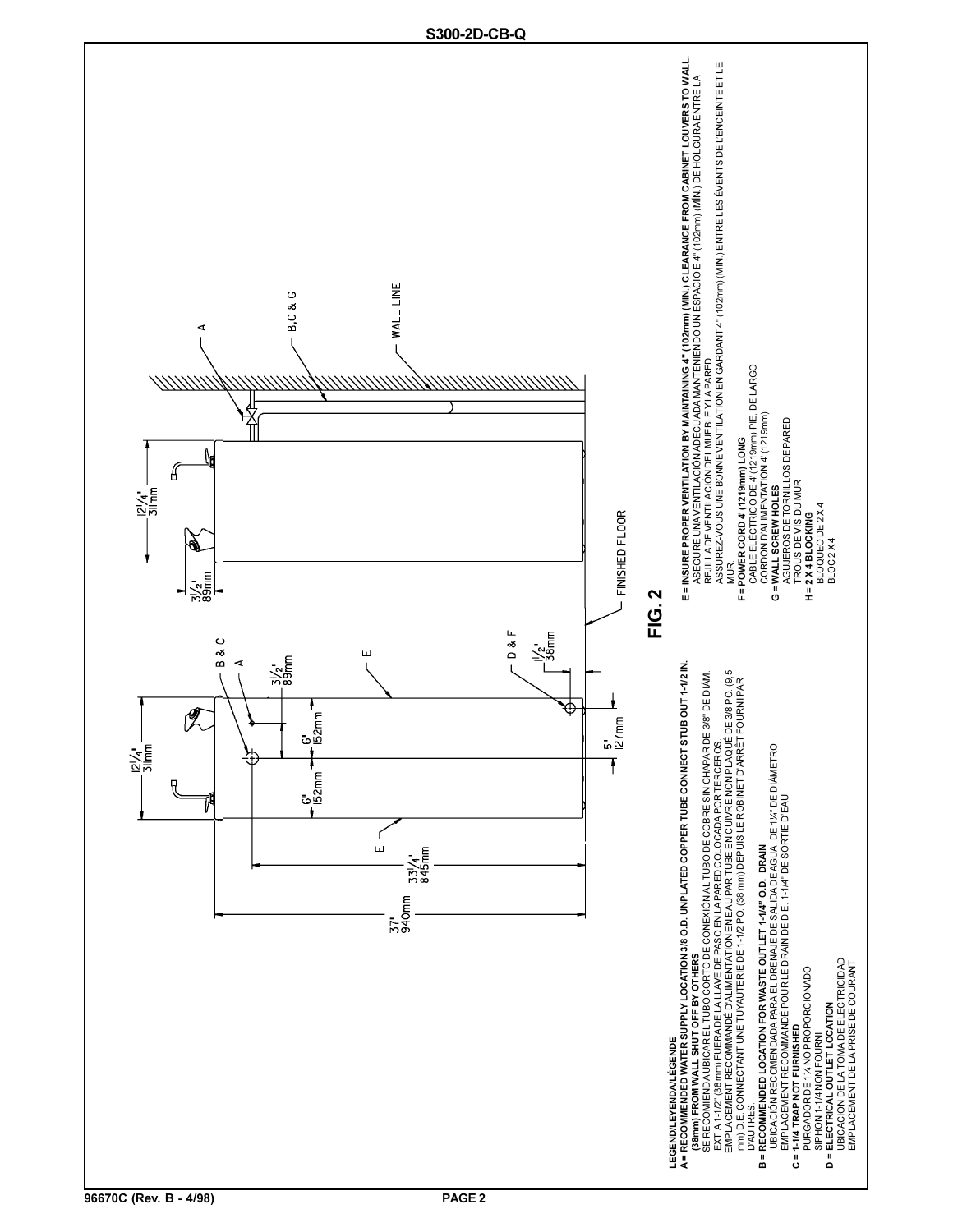**S300-2D-CB-Q**

12¼"
311mm

B & C

A

3½"
89mm

E

6"
152mm

6"
152mm

E

33¼"
845mm

37"
940mm

D & F

1½"
38mm

5"
127mm

12¼"
311mm

3½"
89mm

A

B,C & G

WALL LINE

FINISHED FLOOR

**FIG. 2**

**LEGEND/LEYENDA/LÉGENDE**

**A = RECOMMENDED WATER SUPPLY LOCATION 3/8 O.D. UNPLATED COPPER TUBE CONNECT STUB OUT 1-1/2 IN. (38mm) FROM WALL SHUT OFF BY OTHERS**
SE RECOMIENDA UBICAR EL TUBO CORTO DE CONEXIÓN AL TUBO DE COBRE SIN CHAPAR DE 3/8" DE DIÁM. EXT. A 1-1/2" (38 mm) FUERA DE LA LLAVE DE PASO EN LA PARED COLOCADA POR TERCEROS.
EMPLACEMENT RECOMMANDÉ D'ALIMENTATION EN EAU PAR TUBE EN CUIVRE NON PLAQUÉ DE 3/8 PO. (9,5 mm) D.E. CONNECTANT UNE TUYAUTERIE DE 1-1/2 PO. (38 mm) DEPUIS LE ROBINET D'ARRÊT FOURNI PAR D'AUTRES.

**B = RECOMMENDED LOCATION FOR WASTE OUTLET 1-1/4" O.D. DRAIN**
UBICACIÓN RECOMENDADA PARA EL DRENAJE DE SALIDA DE AGUA, DE 1¼" DE DIÁMETRO.
EMPLACEMENT RECOMMANDÉ POUR LE DRAIN DE D.E. 1-1/4" DE SORTIE D'EAU.

**C = 1-1/4 TRAP NOT FURNISHED**
PURGADOR DE 1¼ NO PROPORCIONADO
SIPHON 1-1/4 NON FOURNI

**D = ELECTRICAL OUTLET LOCATION**
UBICACIÓN DE LA TOMA DE ELECTRICIDAD
EMPLACEMENT DE LA PRISE DE COURANT

**E = INSURE PROPER VENTILATION BY MAINTAINING 4" (102mm) (MIN.) CLEARANCE FROM CABINET LOUVERS TO WALL.**
ASEGURE UNA VENTILACIÓN ADECUADA MANTENIENDO UN ESPACIO E 4" (102mm) (MÍN.) DE HOLGURA ENTRE LA REJILLA DE VENTILACIÓN DEL MUEBLE Y LA PARED
ASSUREZ-VOUS UNE BONNE VENTILATION EN GARDANT 4" (102mm) (MIN.) ENTRE LES ÉVENTS DE L'ENCEINTE ET LE MUR.

**F = POWER CORD 4' (1219mm) LONG**
CABLE ELÉCTRICO DE 4' (1219mm) PIE, DE LARGO
CORDON D'ALIMENTATION 4' (1219mm)

**G = WALL SCREW HOLES**
AGUJEROS DE TORNILLOS DE PARED
TROUS DE VIS DU MUR

**H = 2 X 4 BLOCKING**
BLOQUEO DE 2 X 4
BLOC 2 X 4

96670C (Rev. B - 4/98)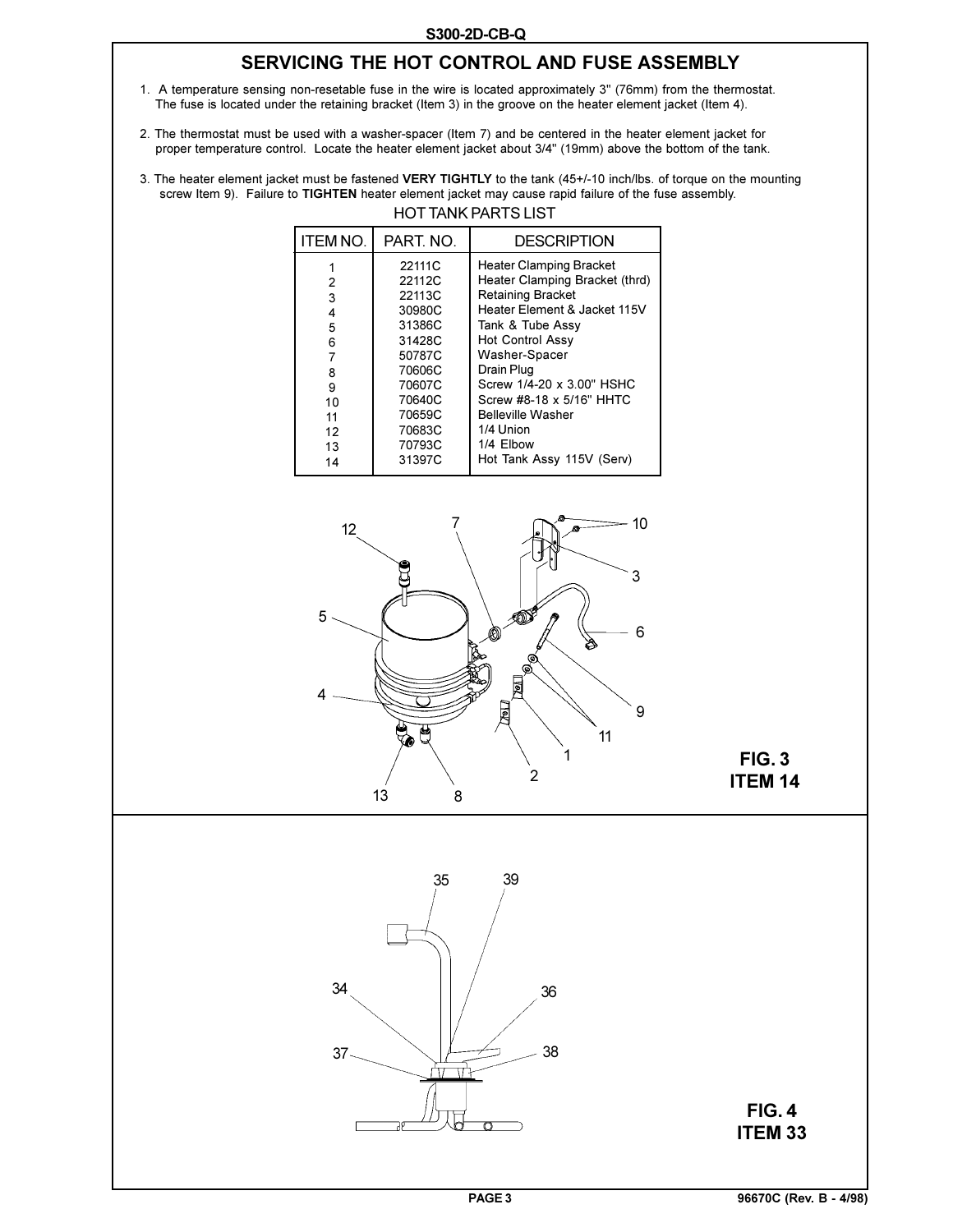## SERVICING THE HOT CONTROL AND FUSE ASSEMBLY

1. A temperature sensing non-resetable fuse in the wire is located approximately 3" (76mm) from the thermostat. The fuse is located under the retaining bracket (Item 3) in the groove on the heater element jacket (Item 4).

2. The thermostat must be used with a washer-spacer (Item 7) and be centered in the heater element jacket for proper temperature control. Locate the heater element jacket about 3/4" (19mm) above the bottom of the tank.

3. The heater element jacket must be fastened **VERY TIGHTLY** to the tank (45+/-10 inch/lbs. of torque on the mounting screw Item 9). Failure to **TIGHTEN** heater element jacket may cause rapid failure of the fuse assembly.

HOT TANK PARTS LIST

| ITEM NO. | PART. NO. | DESCRIPTION |
|---|---|---|
| 1 | 22111C | Heater Clamping Bracket |
| 2 | 22112C | Heater Clamping Bracket (thrd) |
| 3 | 22113C | Retaining Bracket |
| 4 | 30980C | Heater Element & Jacket 115V |
| 5 | 31386C | Tank & Tube Assy |
| 6 | 31428C | Hot Control Assy |
| 7 | 50787C | Washer-Spacer |
| 8 | 70606C | Drain Plug |
| 9 | 70607C | Screw 1/4-20 x 3.00" HSHC |
| 10 | 70640C | Screw #8-18 x 5/16" HHTC |
| 11 | 70659C | Belleville Washer |
| 12 | 70683C | 1/4 Union |
| 13 | 70793C | 1/4 Elbow |
| 14 | 31397C | Hot Tank Assy 115V (Serv) |

FIG. 3
ITEM 14

FIG. 4
ITEM 33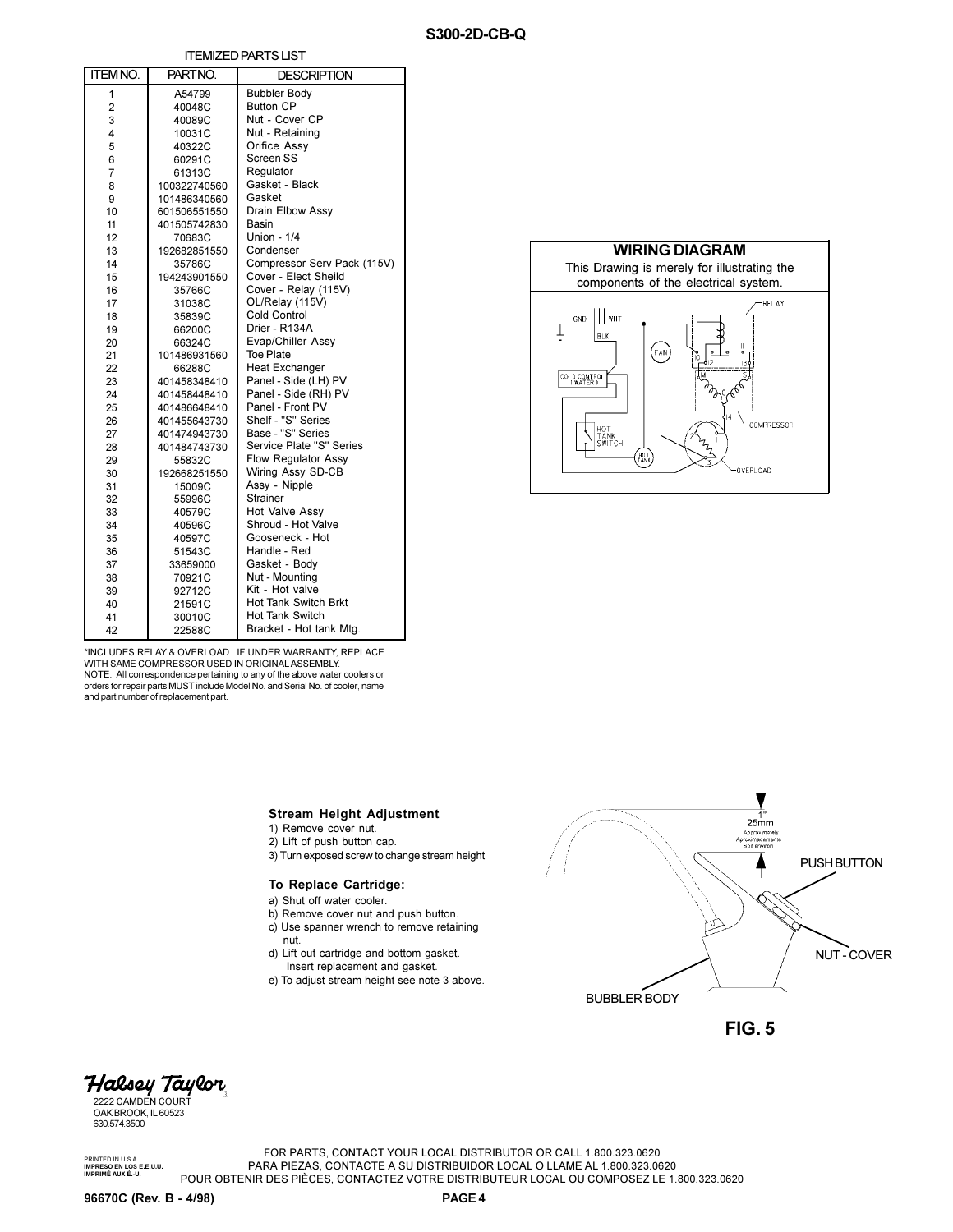# S300-2D-CB-Q

ITEMIZED PARTS LIST

| ITEM NO. | PART NO. | DESCRIPTION |
|---|---|---|
| 1 | A54799 | Bubbler Body |
| 2 | 40048C | Button CP |
| 3 | 40089C | Nut - Cover CP |
| 4 | 10031C | Nut - Retaining |
| 5 | 40322C | Orifice Assy |
| 6 | 60291C | Screen SS |
| 7 | 61313C | Regulator |
| 8 | 100322740560 | Gasket - Black |
| 9 | 101486340560 | Gasket |
| 10 | 601506551550 | Drain Elbow Assy |
| 11 | 401505742830 | Basin |
| 12 | 70683C | Union - 1/4 |
| 13 | 192682851550 | Condenser |
| 14 | 35786C | Compressor Serv Pack (115V) |
| 15 | 194243901550 | Cover - Elect Sheild |
| 16 | 35766C | Cover - Relay (115V) |
| 17 | 31038C | OL/Relay (115V) |
| 18 | 35839C | Cold Control |
| 19 | 66200C | Drier - R134A |
| 20 | 66324C | Evap/Chiller Assy |
| 21 | 101486931560 | Toe Plate |
| 22 | 66288C | Heat Exchanger |
| 23 | 401458348410 | Panel - Side (LH) PV |
| 24 | 401458448410 | Panel - Side (RH) PV |
| 25 | 401486648410 | Panel - Front PV |
| 26 | 401455643730 | Shelf - "S" Series |
| 27 | 401474943730 | Base - "S" Series |
| 28 | 401484743730 | Service Plate "S" Series |
| 29 | 55832C | Flow Regulator Assy |
| 30 | 192668251550 | Wiring Assy SD-CB |
| 31 | 15009C | Assy - Nipple |
| 32 | 55996C | Strainer |
| 33 | 40579C | Hot Valve Assy |
| 34 | 40596C | Shroud - Hot Valve |
| 35 | 40597C | Gooseneck - Hot |
| 36 | 51543C | Handle - Red |
| 37 | 33659000 | Gasket - Body |
| 38 | 70921C | Nut - Mounting |
| 39 | 92712C | Kit - Hot valve |
| 40 | 21591C | Hot Tank Switch Brkt |
| 41 | 30010C | Hot Tank Switch |
| 42 | 22588C | Bracket - Hot tank Mtg. |

*INCLUDES RELAY & OVERLOAD. IF UNDER WARRANTY, REPLACE WITH SAME COMPRESSOR USED IN ORIGINAL ASSEMBLY.
NOTE: All correspondence pertaining to any of the above water coolers or orders for repair parts MUST include Model No. and Serial No. of cooler, name and part number of replacement part.

## WIRING DIAGRAM

This Drawing is merely for illustrating the components of the electrical system.

GND
WHT
BLK
RELAY
FAN
COLD CONTROL (WATER)
HOT TANK SWITCH
HOT TANK
COMPRESSOR
OVERLOAD

### Stream Height Adjustment

1) Remove cover nut.
2) Lift of push button cap.
3) Turn exposed screw to change stream height

### To Replace Cartridge:

a) Shut off water cooler.
b) Remove cover nut and push button.
c) Use spanner wrench to remove retaining nut.
d) Lift out cartridge and bottom gasket. Insert replacement and gasket.
e) To adjust stream height see note 3 above.

1" 25mm Approximately Aproximadamente Soit environ
PUSH BUTTON
NUT - COVER
BUBBLER BODY

**FIG. 5**

Halsey Taylor
2222 CAMDEN COURT
OAK BROOK, IL 60523
630.574.3500

PRINTED IN U.S.A.
IMPRESO EN LOS E.E.U.U.
IMPRIMÉ AUX É.-U.

FOR PARTS, CONTACT YOUR LOCAL DISTRIBUTOR OR CALL 1.800.323.0620
PARA PIEZAS, CONTACTE A SU DISTRIBUIDOR LOCAL O LLAME AL 1.800.323.0620
POUR OBTENIR DES PIÈCES, CONTACTEZ VOTRE DISTRIBUTEUR LOCAL OU COMPOSEZ LE 1.800.323.0620

96670C (Rev. B - 4/98)